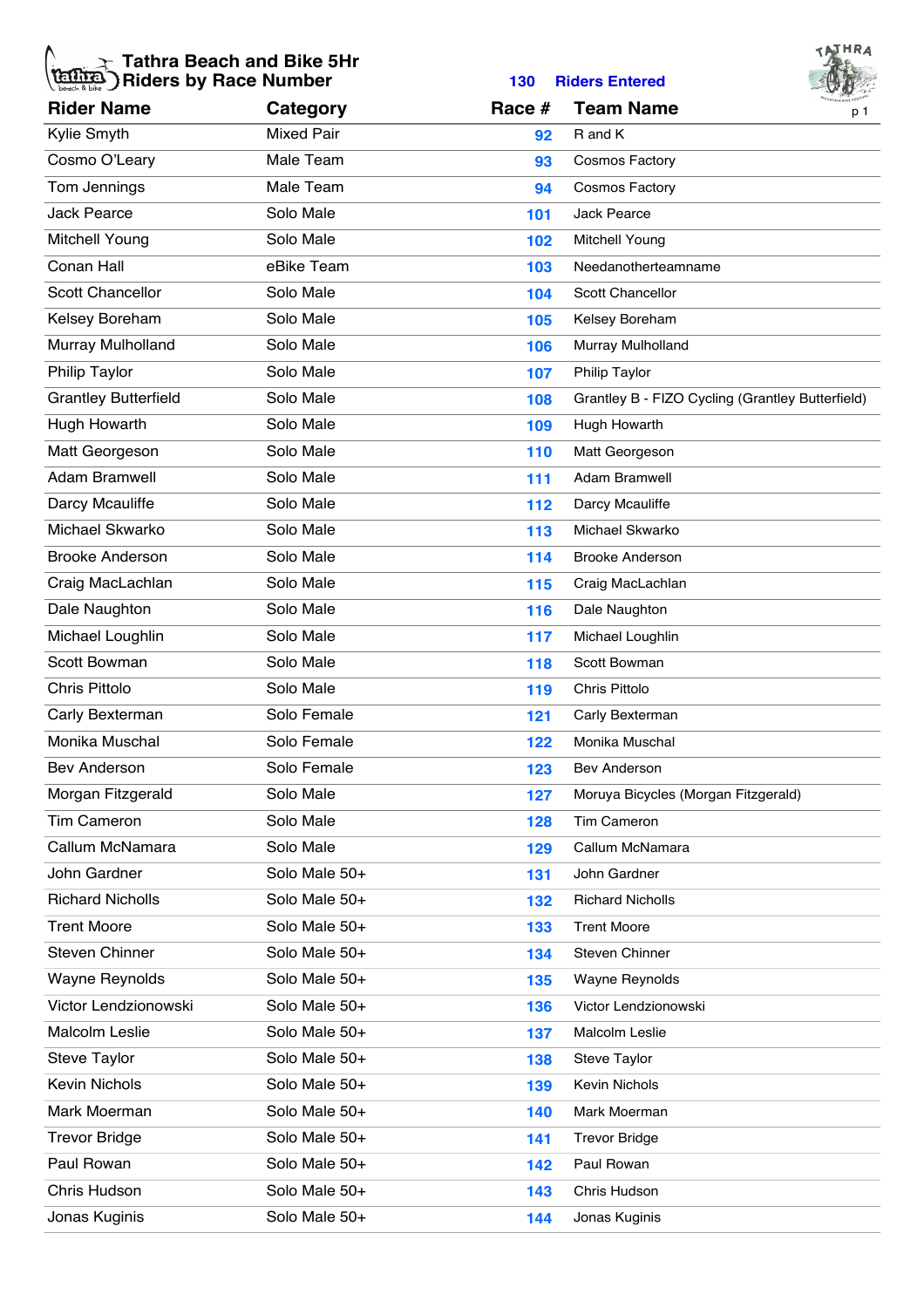# Tathra Beach and Bike 5Hr
## Riders by Race Number

**130 Riders Entered**

| Rider Name | Category | Race # | Team Name |
|---|---|---|---|
| Kylie Smyth | Mixed Pair | 92 | R and K |
| Cosmo O'Leary | Male Team | 93 | Cosmos Factory |
| Tom Jennings | Male Team | 94 | Cosmos Factory |
| Jack Pearce | Solo Male | 101 | Jack Pearce |
| Mitchell Young | Solo Male | 102 | Mitchell Young |
| Conan Hall | eBike Team | 103 | Needanotherteamname |
| Scott Chancellor | Solo Male | 104 | Scott Chancellor |
| Kelsey Boreham | Solo Male | 105 | Kelsey Boreham |
| Murray Mulholland | Solo Male | 106 | Murray Mulholland |
| Philip Taylor | Solo Male | 107 | Philip Taylor |
| Grantley Butterfield | Solo Male | 108 | Grantley B - FIZO Cycling (Grantley Butterfield) |
| Hugh Howarth | Solo Male | 109 | Hugh Howarth |
| Matt Georgeson | Solo Male | 110 | Matt Georgeson |
| Adam Bramwell | Solo Male | 111 | Adam Bramwell |
| Darcy Mcauliffe | Solo Male | 112 | Darcy Mcauliffe |
| Michael Skwarko | Solo Male | 113 | Michael Skwarko |
| Brooke Anderson | Solo Male | 114 | Brooke Anderson |
| Craig MacLachlan | Solo Male | 115 | Craig MacLachlan |
| Dale Naughton | Solo Male | 116 | Dale Naughton |
| Michael Loughlin | Solo Male | 117 | Michael Loughlin |
| Scott Bowman | Solo Male | 118 | Scott Bowman |
| Chris Pittolo | Solo Male | 119 | Chris Pittolo |
| Carly Bexterman | Solo Female | 121 | Carly Bexterman |
| Monika Muschal | Solo Female | 122 | Monika Muschal |
| Bev Anderson | Solo Female | 123 | Bev Anderson |
| Morgan Fitzgerald | Solo Male | 127 | Moruya Bicycles (Morgan Fitzgerald) |
| Tim Cameron | Solo Male | 128 | Tim Cameron |
| Callum McNamara | Solo Male | 129 | Callum McNamara |
| John Gardner | Solo Male 50+ | 131 | John Gardner |
| Richard Nicholls | Solo Male 50+ | 132 | Richard Nicholls |
| Trent Moore | Solo Male 50+ | 133 | Trent Moore |
| Steven Chinner | Solo Male 50+ | 134 | Steven Chinner |
| Wayne Reynolds | Solo Male 50+ | 135 | Wayne Reynolds |
| Victor Lendzionowski | Solo Male 50+ | 136 | Victor Lendzionowski |
| Malcolm Leslie | Solo Male 50+ | 137 | Malcolm Leslie |
| Steve Taylor | Solo Male 50+ | 138 | Steve Taylor |
| Kevin Nichols | Solo Male 50+ | 139 | Kevin Nichols |
| Mark Moerman | Solo Male 50+ | 140 | Mark Moerman |
| Trevor Bridge | Solo Male 50+ | 141 | Trevor Bridge |
| Paul Rowan | Solo Male 50+ | 142 | Paul Rowan |
| Chris Hudson | Solo Male 50+ | 143 | Chris Hudson |
| Jonas Kuginis | Solo Male 50+ | 144 | Jonas Kuginis |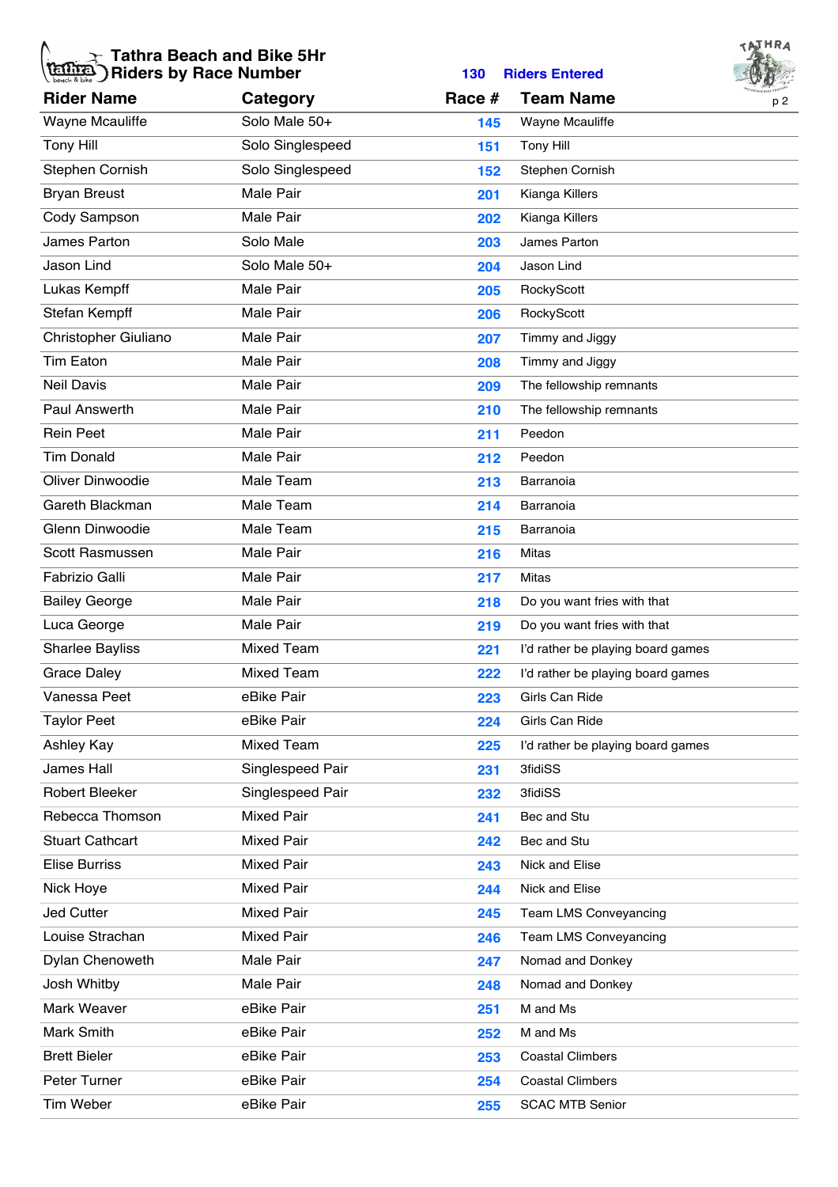# Tathra Beach and Bike 5Hr
## Riders by Race Number

**130 Riders Entered**

| Rider Name | Category | Race # | Team Name |
|---|---|---|---|
| Wayne Mcauliffe | Solo Male 50+ | 145 | Wayne Mcauliffe |
| Tony Hill | Solo Singlespeed | 151 | Tony Hill |
| Stephen Cornish | Solo Singlespeed | 152 | Stephen Cornish |
| Bryan Breust | Male Pair | 201 | Kianga Killers |
| Cody Sampson | Male Pair | 202 | Kianga Killers |
| James Parton | Solo Male | 203 | James Parton |
| Jason Lind | Solo Male 50+ | 204 | Jason Lind |
| Lukas Kempff | Male Pair | 205 | RockyScott |
| Stefan Kempff | Male Pair | 206 | RockyScott |
| Christopher Giuliano | Male Pair | 207 | Timmy and Jiggy |
| Tim Eaton | Male Pair | 208 | Timmy and Jiggy |
| Neil Davis | Male Pair | 209 | The fellowship remnants |
| Paul Answerth | Male Pair | 210 | The fellowship remnants |
| Rein Peet | Male Pair | 211 | Peedon |
| Tim Donald | Male Pair | 212 | Peedon |
| Oliver Dinwoodie | Male Team | 213 | Barranoia |
| Gareth Blackman | Male Team | 214 | Barranoia |
| Glenn Dinwoodie | Male Team | 215 | Barranoia |
| Scott Rasmussen | Male Pair | 216 | Mitas |
| Fabrizio Galli | Male Pair | 217 | Mitas |
| Bailey George | Male Pair | 218 | Do you want fries with that |
| Luca George | Male Pair | 219 | Do you want fries with that |
| Sharlee Bayliss | Mixed Team | 221 | I'd rather be playing board games |
| Grace Daley | Mixed Team | 222 | I'd rather be playing board games |
| Vanessa Peet | eBike Pair | 223 | Girls Can Ride |
| Taylor Peet | eBike Pair | 224 | Girls Can Ride |
| Ashley Kay | Mixed Team | 225 | I'd rather be playing board games |
| James Hall | Singlespeed Pair | 231 | 3fidiSS |
| Robert Bleeker | Singlespeed Pair | 232 | 3fidiSS |
| Rebecca Thomson | Mixed Pair | 241 | Bec and Stu |
| Stuart Cathcart | Mixed Pair | 242 | Bec and Stu |
| Elise Burriss | Mixed Pair | 243 | Nick and Elise |
| Nick Hoye | Mixed Pair | 244 | Nick and Elise |
| Jed Cutter | Mixed Pair | 245 | Team LMS Conveyancing |
| Louise Strachan | Mixed Pair | 246 | Team LMS Conveyancing |
| Dylan Chenoweth | Male Pair | 247 | Nomad and Donkey |
| Josh Whitby | Male Pair | 248 | Nomad and Donkey |
| Mark Weaver | eBike Pair | 251 | M and Ms |
| Mark Smith | eBike Pair | 252 | M and Ms |
| Brett Bieler | eBike Pair | 253 | Coastal Climbers |
| Peter Turner | eBike Pair | 254 | Coastal Climbers |
| Tim Weber | eBike Pair | 255 | SCAC MTB Senior |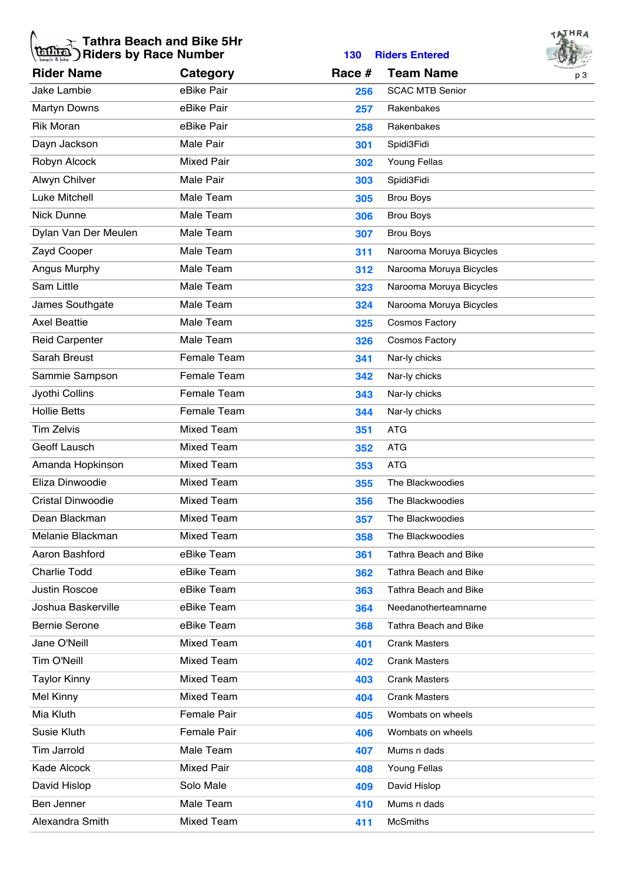# Tathra Beach and Bike 5Hr
## Riders by Race Number

**130 Riders Entered**

| Rider Name | Category | Race # | Team Name |
|---|---|---|---|
| Jake Lambie | eBike Pair | 256 | SCAC MTB Senior |
| Martyn Downs | eBike Pair | 257 | Rakenbakes |
| Rik Moran | eBike Pair | 258 | Rakenbakes |
| Dayn Jackson | Male Pair | 301 | Spidi3Fidi |
| Robyn Alcock | Mixed Pair | 302 | Young Fellas |
| Alwyn Chilver | Male Pair | 303 | Spidi3Fidi |
| Luke Mitchell | Male Team | 305 | Brou Boys |
| Nick Dunne | Male Team | 306 | Brou Boys |
| Dylan Van Der Meulen | Male Team | 307 | Brou Boys |
| Zayd Cooper | Male Team | 311 | Narooma Moruya Bicycles |
| Angus Murphy | Male Team | 312 | Narooma Moruya Bicycles |
| Sam Little | Male Team | 323 | Narooma Moruya Bicycles |
| James Southgate | Male Team | 324 | Narooma Moruya Bicycles |
| Axel Beattie | Male Team | 325 | Cosmos Factory |
| Reid Carpenter | Male Team | 326 | Cosmos Factory |
| Sarah Breust | Female Team | 341 | Nar-ly chicks |
| Sammie Sampson | Female Team | 342 | Nar-ly chicks |
| Jyothi Collins | Female Team | 343 | Nar-ly chicks |
| Hollie Betts | Female Team | 344 | Nar-ly chicks |
| Tim Zelvis | Mixed Team | 351 | ATG |
| Geoff Lausch | Mixed Team | 352 | ATG |
| Amanda Hopkinson | Mixed Team | 353 | ATG |
| Eliza Dinwoodie | Mixed Team | 355 | The Blackwoodies |
| Cristal Dinwoodie | Mixed Team | 356 | The Blackwoodies |
| Dean Blackman | Mixed Team | 357 | The Blackwoodies |
| Melanie Blackman | Mixed Team | 358 | The Blackwoodies |
| Aaron Bashford | eBike Team | 361 | Tathra Beach and Bike |
| Charlie Todd | eBike Team | 362 | Tathra Beach and Bike |
| Justin Roscoe | eBike Team | 363 | Tathra Beach and Bike |
| Joshua Baskerville | eBike Team | 364 | Needanotherteamname |
| Bernie Serone | eBike Team | 368 | Tathra Beach and Bike |
| Jane O'Neill | Mixed Team | 401 | Crank Masters |
| Tim O'Neill | Mixed Team | 402 | Crank Masters |
| Taylor Kinny | Mixed Team | 403 | Crank Masters |
| Mel Kinny | Mixed Team | 404 | Crank Masters |
| Mia Kluth | Female Pair | 405 | Wombats on wheels |
| Susie Kluth | Female Pair | 406 | Wombats on wheels |
| Tim Jarrold | Male Team | 407 | Mums n dads |
| Kade Alcock | Mixed Pair | 408 | Young Fellas |
| David Hislop | Solo Male | 409 | David Hislop |
| Ben Jenner | Male Team | 410 | Mums n dads |
| Alexandra Smith | Mixed Team | 411 | McSmiths |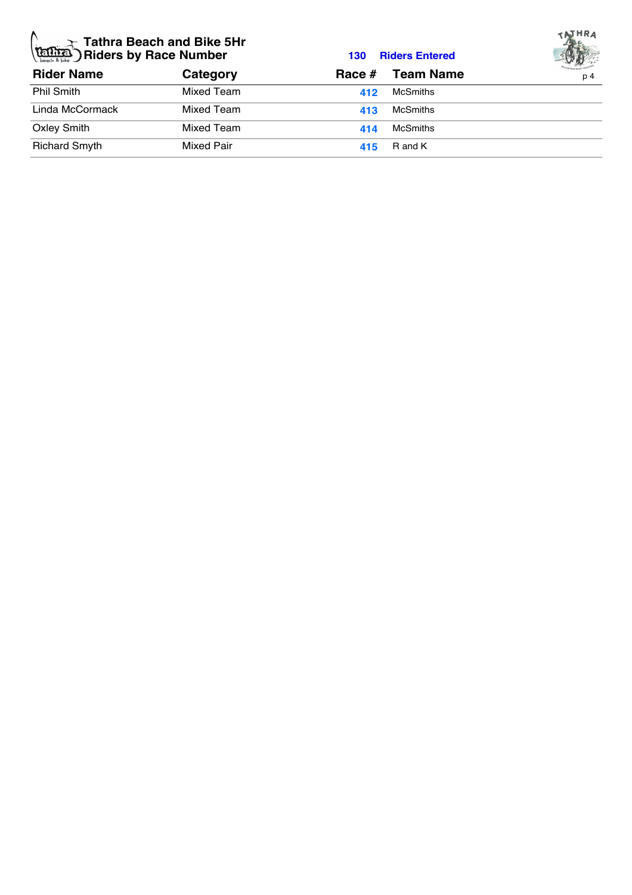# Tathra Beach and Bike 5Hr
## Riders by Race Number

**130 Riders Entered**

| Rider Name | Category | Race # | Team Name |
|---|---|---|---|
| Phil Smith | Mixed Team | 412 | McSmiths |
| Linda McCormack | Mixed Team | 413 | McSmiths |
| Oxley Smith | Mixed Team | 414 | McSmiths |
| Richard Smyth | Mixed Pair | 415 | R and K |